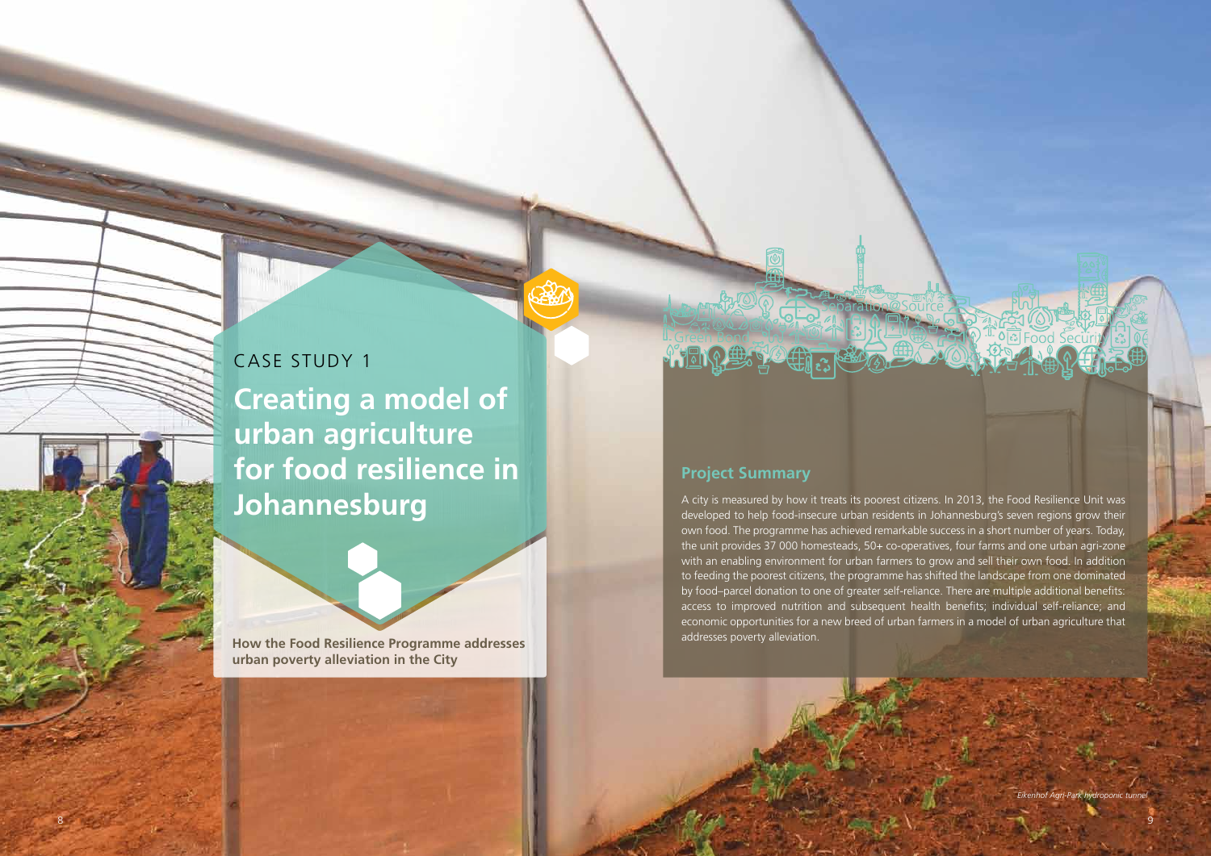CASE STUDY 1

# Creating a model of urban agriculture for food resilience in Johannesburg

**How the Food Resilience Programme addresses urban poverty alleviation in the City**

## Project Summary

A city is measured by how it treats its poorest citizens. In 2013, the Food Resilience Unit was developed to help food-insecure urban residents in Johannesburg's seven regions grow their own food. The programme has achieved remarkable success in a short number of years. Today, the unit provides 37 000 homesteads, 50+ co-operatives, four farms and one urban agri-zone with an enabling environment for urban farmers to grow and sell their own food. In addition to feeding the poorest citizens, the programme has shifted the landscape from one dominated by food–parcel donation to one of greater self-reliance. There are multiple additional benefits: access to improved nutrition and subsequent health benefits; individual self-reliance; and economic opportunities for a new breed of urban farmers in a model of urban agriculture that addresses poverty alleviation.

*Eikenhof Agri-Park hydroponic tunnel*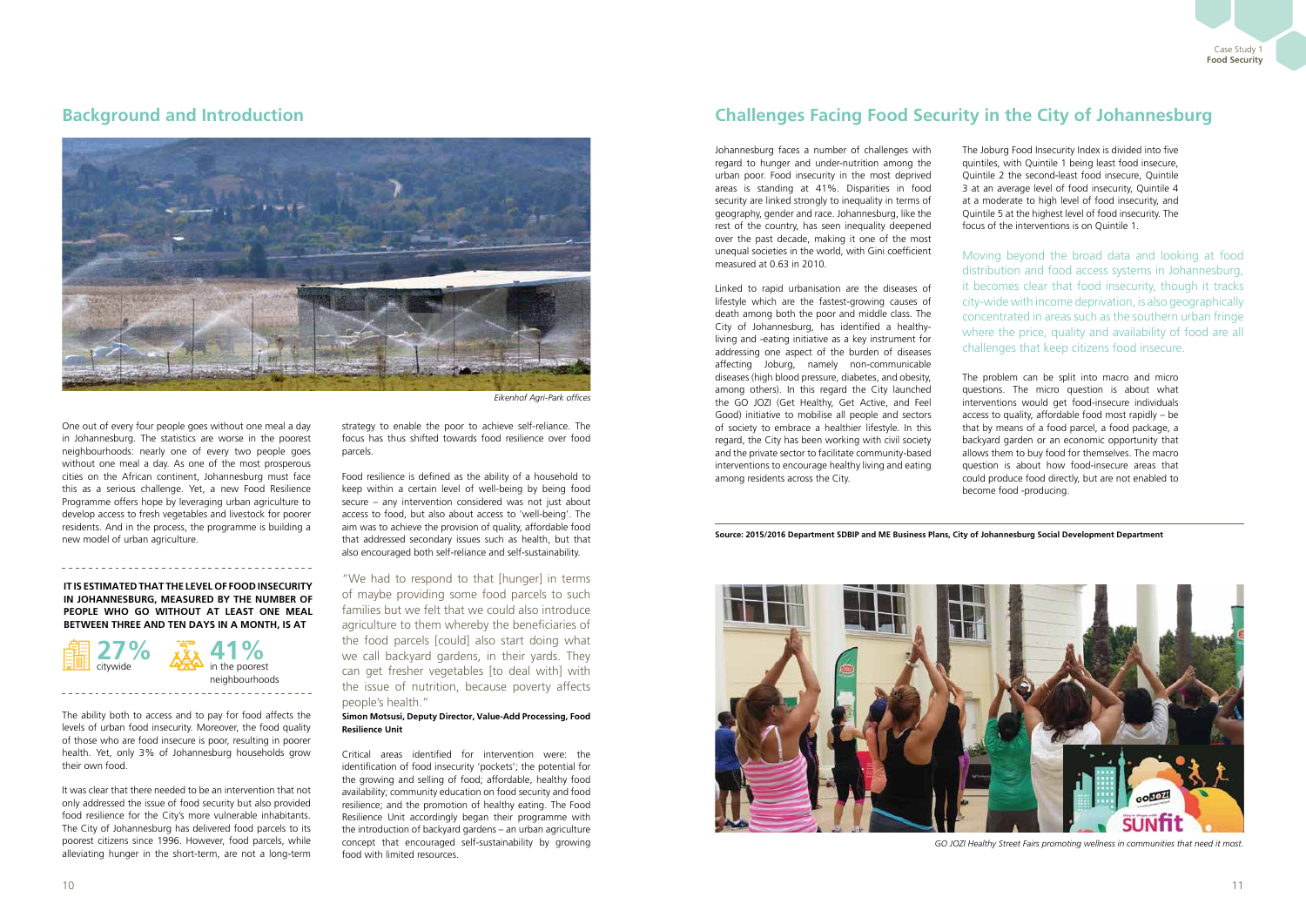## Background and Introduction

*Eikenhof Agri-Park offices*

One out of every four people goes without one meal a day in Johannesburg. The statistics are worse in the poorest neighbourhoods: nearly one of every two people goes without one meal a day. As one of the most prosperous cities on the African continent, Johannesburg must face this as a serious challenge. Yet, a new Food Resilience Programme offers hope by leveraging urban agriculture to develop access to fresh vegetables and livestock for poorer residents. And in the process, the programme is building a new model of urban agriculture.

**IT IS ESTIMATED THAT THE LEVEL OF FOOD INSECURITY IN JOHANNESBURG, MEASURED BY THE NUMBER OF PEOPLE WHO GO WITHOUT AT LEAST ONE MEAL BETWEEN THREE AND TEN DAYS IN A MONTH, IS AT**

**27%** citywide

**41%** in the poorest neighbourhoods

The ability both to access and to pay for food affects the levels of urban food insecurity. Moreover, the food quality of those who are food insecure is poor, resulting in poorer health. Yet, only 3% of Johannesburg households grow their own food.

It was clear that there needed to be an intervention that not only addressed the issue of food security but also provided food resilience for the City's more vulnerable inhabitants. The City of Johannesburg has delivered food parcels to its poorest citizens since 1996. However, food parcels, while alleviating hunger in the short-term, are not a long-term strategy to enable the poor to achieve self-reliance. The focus has thus shifted towards food resilience over food parcels.

Food resilience is defined as the ability of a household to keep within a certain level of well-being by being food secure – any intervention considered was not just about access to food, but also about access to 'well-being'. The aim was to achieve the provision of quality, affordable food that addressed secondary issues such as health, but that also encouraged both self-reliance and self-sustainability.

"We had to respond to that [hunger] in terms of maybe providing some food parcels to such families but we felt that we could also introduce agriculture to them whereby the beneficiaries of the food parcels [could] also start doing what we call backyard gardens, in their yards. They can get fresher vegetables [to deal with] with the issue of nutrition, because poverty affects people's health."

**Simon Motsusi, Deputy Director, Value-Add Processing, Food Resilience Unit**

Critical areas identified for intervention were: the identification of food insecurity 'pockets'; the potential for the growing and selling of food; affordable, healthy food availability; community education on food security and food resilience; and the promotion of healthy eating. The Food Resilience Unit accordingly began their programme with the introduction of backyard gardens – an urban agriculture concept that encouraged self-sustainability by growing food with limited resources.

## Challenges Facing Food Security in the City of Johannesburg

Johannesburg faces a number of challenges with regard to hunger and under-nutrition among the urban poor. Food insecurity in the most deprived areas is standing at 41%. Disparities in food security are linked strongly to inequality in terms of geography, gender and race. Johannesburg, like the rest of the country, has seen inequality deepened over the past decade, making it one of the most unequal societies in the world, with Gini coefficient measured at 0.63 in 2010.

Linked to rapid urbanisation are the diseases of lifestyle which are the fastest-growing causes of death among both the poor and middle class. The City of Johannesburg, has identified a healthy-living and -eating initiative as a key instrument for addressing one aspect of the burden of diseases affecting Joburg, namely non-communicable diseases (high blood pressure, diabetes, and obesity, among others). In this regard the City launched the GO JOZI (Get Healthy, Get Active, and Feel Good) initiative to mobilise all people and sectors of society to embrace a healthier lifestyle. In this regard, the City has been working with civil society and the private sector to facilitate community-based interventions to encourage healthy living and eating among residents across the City.

The Joburg Food Insecurity Index is divided into five quintiles, with Quintile 1 being least food insecure, Quintile 2 the second-least food insecure, Quintile 3 at an average level of food insecurity, Quintile 4 at a moderate to high level of food insecurity, and Quintile 5 at the highest level of food insecurity. The focus of the interventions is on Quintile 1.

Moving beyond the broad data and looking at food distribution and food access systems in Johannesburg, it becomes clear that food insecurity, though it tracks city-wide with income deprivation, is also geographically concentrated in areas such as the southern urban fringe where the price, quality and availability of food are all challenges that keep citizens food insecure.

The problem can be split into macro and micro questions. The micro question is about what interventions would get food-insecure individuals access to quality, affordable food most rapidly – be that by means of a food parcel, a food package, a backyard garden or an economic opportunity that allows them to buy food for themselves. The macro question is about how food-insecure areas that could produce food directly, but are not enabled to become food -producing.

**Source: 2015/2016 Department SDBIP and ME Business Plans, City of Johannesburg Social Development Department**

*GO JOZI Healthy Street Fairs promoting wellness in communities that need it most.*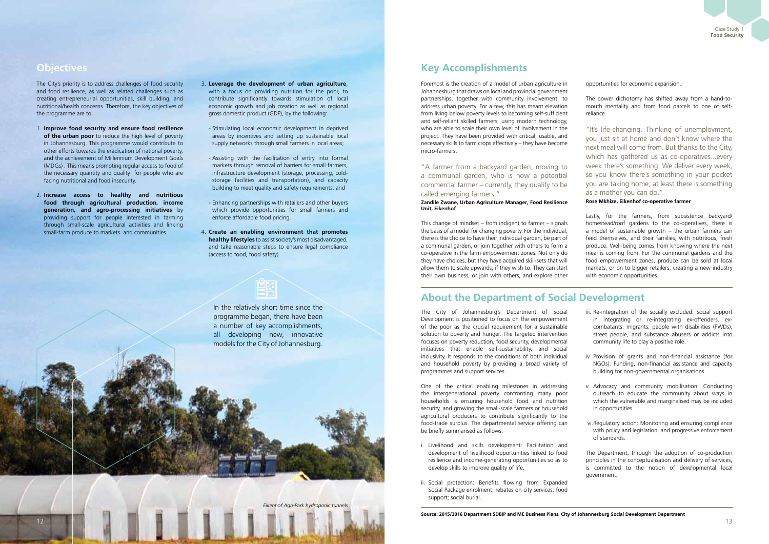## Objectives

The City's priority is to address challenges of food security and food resilience, as well as related challenges such as creating entrepreneurial opportunities, skill building, and nutritional/health concerns. Therefore, the key objectives of the programme are to:

1. **Improve food security and ensure food resilience of the urban poor** to reduce the high level of poverty in Johannesburg. This programme would contribute to other efforts towards the eradication of national poverty, and the achievement of Millennium Development Goals (MDGs) . This means promoting regular access to food of the necessary quantity and quality for people who are facing nutritional and food insecurity.

2. **Increase access to healthy and nutritious food through agricultural production, income generation, and agro-processing initiatives** by providing support for people interested in farming through small-scale agricultural activities and linking small-farm produce to markets and communities.

3. **Leverage the development of urban agriculture**, with a focus on providing nutrition for the poor, to contribute significantly towards stimulation of local economic growth and job creation as well as regional gross domestic product (GDP), by the following:

   - Stimulating local economic development in deprived areas by incentives and setting up sustainable local supply networks through small farmers in local areas;
   - Assisting with the facilitation of entry into formal markets through removal of barriers for small farmers, infrastructure development (storage, processing, cold-storage facilities and transportation), and capacity building to meet quality and safety requirements; and
   - Enhancing partnerships with retailers and other buyers which provide opportunities for small farmers and enforce affordable food pricing.

4. **Create an enabling environment that promotes healthy lifestyles** to assist society's most disadvantaged, and take reasonable steps to ensure legal compliance (access to food, food safety).

In the relatively short time since the programme began, there have been a number of key accomplishments, all developing new, innovative models for the City of Johannesburg.

*Eikenhof Agri-Park hydroponic tunnels*

## Key Accomplishments

Foremost is the creation of a model of urban agriculture in Johannesburg that draws on local and provincial government partnerships, together with community involvement, to address urban poverty. For a few, this has meant elevation from living below poverty levels to becoming self-sufficient and self-reliant skilled farmers, using modern technology, who are able to scale their own level of involvement in the project. They have been provided with critical, usable, and necessary skills to farm crops effectively – they have become micro-farmers.

"A farmer from a backyard garden, moving to a communal garden, who is now a potential commercial farmer – currently, they qualify to be called emerging farmers."

**Zandile Zwane, Urban Agriculture Manager, Food Resilience Unit, Eikenhof**

This change of mindset – from indigent to farmer – signals the basis of a model for changing poverty. For the individual, there is the choice to have their individual garden, be part of a communal garden, or join together with others to form a co-operative in the farm empowerment zones. Not only do they have choices, but they have acquired skill-sets that will allow them to scale upwards, if they wish to. They can start their own business, or join with others, and explore other opportunities for economic expansion.

The power dichotomy has shifted away from a hand-to-mouth mentality and from food parcels to one of self-reliance.

"It's life-changing. Thinking of unemployment, you just sit at home and don't know where the next meal will come from. But thanks to the City, which has gathered us as co-operatives...every week there's something. We deliver every week, so you know there's something in your pocket you are taking home, at least there is something as a mother you can do."

**Rose Mkhize, Eikenhof co-operative farmer**

Lastly, for the farmers, from subsistence backyard/ homestead/roof gardens to the co-operatives, there is a model of sustainable growth – the urban farmers can feed themselves, and their families, with nutritious, fresh produce. Well-being comes from knowing where the next meal is coming from. For the communal gardens and the food empowerment zones, produce can be sold at local markets, or on to bigger retailers, creating a new industry with economic opportunities.

## About the Department of Social Development

The City of Johannesburg's Department of Social Development is positioned to focus on the empowerment of the poor as the crucial requirement for a sustainable solution to poverty and hunger. The targeted intervention focuses on poverty reduction, food security, developmental initiatives that enable self-sustainability, and social inclusivity. It responds to the conditions of both individual and household poverty by providing a broad variety of programmes and support services.

One of the critical enabling milestones in addressing the intergenerational poverty confronting many poor households is ensuring household food and nutrition security, and growing the small-scale farmers or household agricultural producers to contribute significantly to the food-trade surplus. The departmental service offering can be briefly summarised as follows:

i. Livelihood and skills development: Facilitation and development of livelihood opportunities linked to food resilience and income-generating opportunities so as to develop skills to improve quality of life.

ii. Social protection: Benefits flowing from Expanded Social Package enrolment: rebates on city services; food support; social burial.

iii. Re-integration of the socially excluded: Social support in integrating or re-integrating ex-offenders. ex-combatants. migrants. people with disabilities (PWDs), street people, and substance abusers or addicts into community life to play a positive role.

iv. Provision of grants and non-financial assistance (for NGOs): Funding, non-financial assistance and capacity building for non-governmental organisations.

v. Advocacy and community mobilisation: Conducting outreach to educate the community about ways in which the vulnerable and marginalised may be included in opportunities.

vi. Regulatory action: Monitoring and ensuring compliance with policy and legislation, and progressive enforcement of standards.

The Department, through the adoption of co-production principles in the conceptualisation and delivery of services, is committed to the notion of developmental local government.

**Source: 2015/2016 Department SDBIP and ME Business Plans, City of Johannesburg Social Development Department**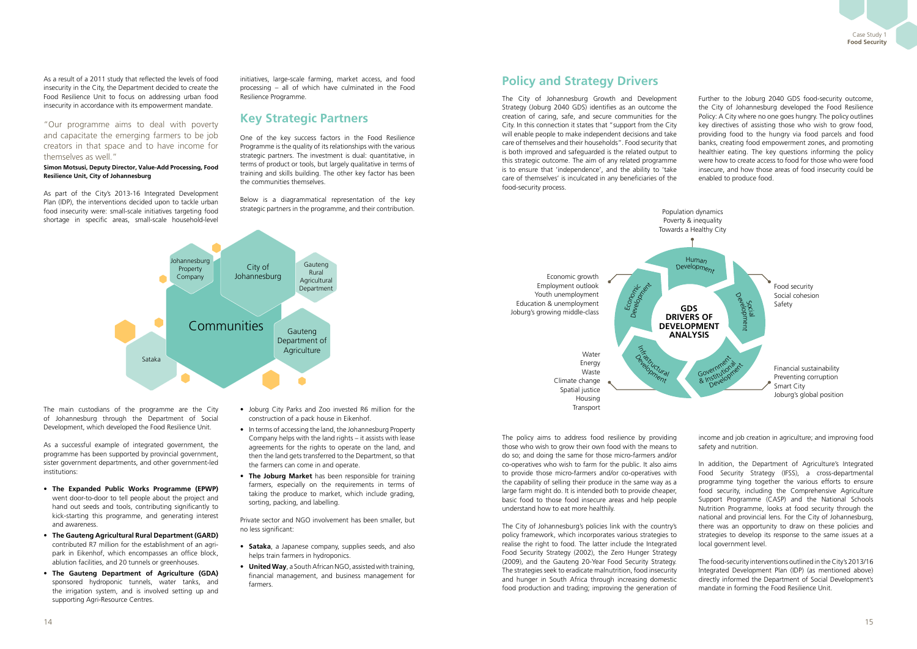As a result of a 2011 study that reflected the levels of food insecurity in the City, the Department decided to create the Food Resilience Unit to focus on addressing urban food insecurity in accordance with its empowerment mandate.

> "Our programme aims to deal with poverty and capacitate the emerging farmers to be job creators in that space and to have income for themselves as well."
>
> **Simon Motsusi, Deputy Director, Value-Add Processing, Food Resilience Unit, City of Johannesburg**

As part of the City's 2013-16 Integrated Development Plan (IDP), the interventions decided upon to tackle urban food insecurity were: small-scale initiatives targeting food shortage in specific areas, small-scale household-level initiatives, large-scale farming, market access, and food processing – all of which have culminated in the Food Resilience Programme.

## Key Strategic Partners

One of the key success factors in the Food Resilience Programme is the quality of its relationships with the various strategic partners. The investment is dual: quantitative, in terms of product or tools, but largely qualitative in terms of training and skills building. The other key factor has been the communities themselves.

Below is a diagrammatical representation of the key strategic partners in the programme, and their contribution.

Johannesburg Property Company | City of Johannesburg | Gauteng Rural Agricultural Department | Communities | Gauteng Department of Agriculture | Sataka

The main custodians of the programme are the City of Johannesburg through the Department of Social Development, which developed the Food Resilience Unit.

As a successful example of integrated government, the programme has been supported by provincial government, sister government departments, and other government-led institutions:

- **The Expanded Public Works Programme (EPWP)** went door-to-door to tell people about the project and hand out seeds and tools, contributing significantly to kick-starting this programme, and generating interest and awareness.
- **The Gauteng Agricultural Rural Department (GARD)** contributed R7 million for the establishment of an agri-park in Eikenhof, which encompasses an office block, ablution facilities, and 20 tunnels or greenhouses.
- **The Gauteng Department of Agriculture (GDA)** sponsored hydroponic tunnels, water tanks, and the irrigation system, and is involved setting up and supporting Agri-Resource Centres.
- Joburg City Parks and Zoo invested R6 million for the construction of a pack house in Eikenhof.
- In terms of accessing the land, the Johannesburg Property Company helps with the land rights – it assists with lease agreements for the rights to operate on the land, and then the land gets transferred to the Department, so that the farmers can come in and operate.
- **The Joburg Market** has been responsible for training farmers, especially on the requirements in terms of taking the produce to market, which include grading, sorting, packing, and labelling.

Private sector and NGO involvement has been smaller, but no less significant:

- **Sataka**, a Japanese company, supplies seeds, and also helps train farmers in hydroponics.
- **United Way**, a South African NGO, assisted with training, financial management, and business management for farmers.

## Policy and Strategy Drivers

The City of Johannesburg Growth and Development Strategy (Joburg 2040 GDS) identifies as an outcome the creation of caring, safe, and secure communities for the City. In this connection it states that "support from the City will enable people to make independent decisions and take care of themselves and their households". Food security that is both improved and safeguarded is the related output to this strategic outcome. The aim of any related programme is to ensure that 'independence', and the ability to 'take care of themselves' is inculcated in any beneficiaries of the food-security process.

Further to the Joburg 2040 GDS food-security outcome, the City of Johannesburg developed the Food Resilience Policy: A City where no one goes hungry. The policy outlines key directives of assisting those who wish to grow food, providing food to the hungry via food parcels and food banks, creating food empowerment zones, and promoting healthier eating. The key questions informing the policy were how to create access to food for those who were food insecure, and how those areas of food insecurity could be enabled to produce food.

**GDS DRIVERS OF DEVELOPMENT ANALYSIS**

- Human Development: Population dynamics; Poverty & inequality; Towards a Healthy City
- Social Development: Food security; Social cohesion; Safety
- Government & Institutional Development: Financial sustainability; Preventing corruption; Smart City; Joburg's global position
- Infrastructural Development: Water; Energy; Waste; Climate change; Spatial justice; Housing; Transport
- Economic Development: Economic growth; Employment outlook; Youth unemployment; Education & unemployment; Joburg's growing middle-class

The policy aims to address food resilience by providing those who wish to grow their own food with the means to do so; and doing the same for those micro-farmers and/or co-operatives who wish to farm for the public. It also aims to provide those micro-farmers and/or co-operatives with the capability of selling their produce in the same way as a large farm might do. It is intended both to provide cheaper, basic food to those food insecure areas and help people understand how to eat more healthily.

The City of Johannesburg's policies link with the country's policy framework, which incorporates various strategies to realise the right to food. The latter include the Integrated Food Security Strategy (2002), the Zero Hunger Strategy (2009), and the Gauteng 20-Year Food Security Strategy. The strategies seek to eradicate malnutrition, food insecurity and hunger in South Africa through increasing domestic food production and trading; improving the generation of income and job creation in agriculture; and improving food safety and nutrition.

In addition, the Department of Agriculture's Integrated Food Security Strategy (IFSS), a cross-departmental programme tying together the various efforts to ensure food security, including the Comprehensive Agriculture Support Programme (CASP) and the National Schools Nutrition Programme, looks at food security through the national and provincial lens. For the City of Johannesburg, there was an opportunity to draw on these policies and strategies to develop its response to the same issues at a local government level.

The food-security interventions outlined in the City's 2013/16 Integrated Development Plan (IDP) (as mentioned above) directly informed the Department of Social Development's mandate in forming the Food Resilience Unit.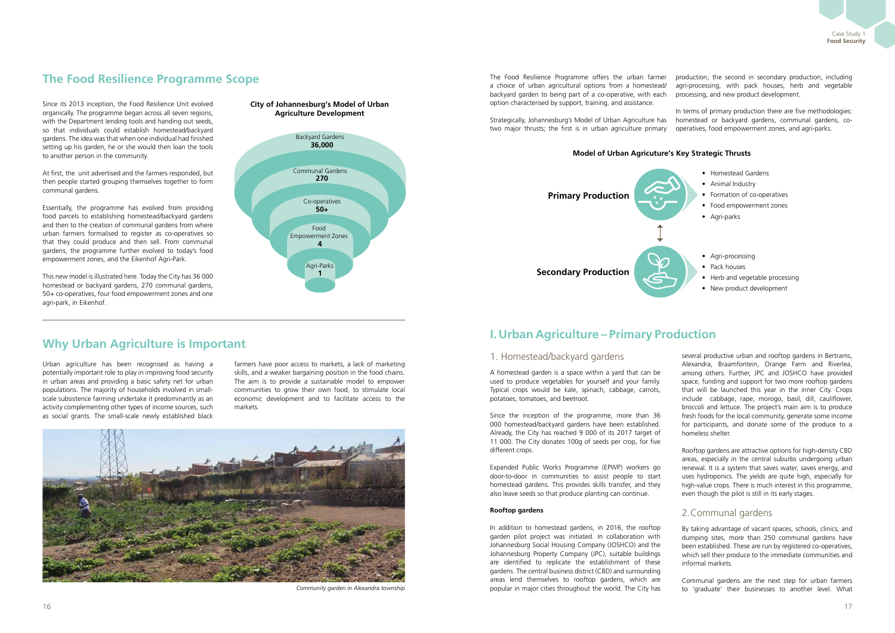## The Food Resilience Programme Scope

Since its 2013 inception, the Food Resilience Unit evolved organically. The programme began across all seven regions, with the Department lending tools and handing out seeds, so that individuals could establish homestead/backyard gardens. The idea was that when one individual had finished setting up his garden, he or she would then loan the tools to another person in the community.

At first, the unit advertised and the farmers responded, but then people started grouping themselves together to form communal gardens.

Essentially, the programme has evolved from providing food parcels to establishing homestead/backyard gardens and then to the creation of communal gardens from where urban farmers formalised to register as co-operatives so that they could produce and then sell. From communal gardens, the programme further evolved to today's food empowerment zones, and the Eikenhof Agri-Park.

This new model is illustrated here. Today the City has 36 000 homestead or backyard gardens, 270 communal gardens, 50+ co-operatives, four food empowerment zones and one agri-park, in Eikenhof.

**City of Johannesburg's Model of Urban Agriculture Development**

- Backyard Gardens **36,000**
- Communal Gardens **270**
- Co-operatives **50+**
- Food Empowerment Zones **4**
- Agri-Parks **1**

## Why Urban Agriculture is Important

Urban agriculture has been recognised as having a potentially important role to play in improving food security in urban areas and providing a basic safety net for urban populations. The majority of households involved in small-scale subsistence farming undertake it predominantly as an activity complementing other types of income sources, such as social grants. The small-scale newly established black farmers have poor access to markets, a lack of marketing skills, and a weaker bargaining position in the food chains. The aim is to provide a sustainable model to empower communities to grow their own food, to stimulate local economic development and to facilitate access to the markets.

*Community garden in Alexandra township*

The Food Resilience Programme offers the urban farmer a choice of urban agricultural options from a homestead/backyard garden to being part of a co-operative, with each option characterised by support, training, and assistance.

Strategically, Johannesburg's Model of Urban Agriculture has two major thrusts; the first is in urban agriculture primary production; the second in secondary production, including agri-processing, with pack houses, herb and vegetable processing, and new product development.

In terms of primary production there are five methodologies: homestead or backyard gardens, communal gardens, co-operatives, food empowerment zones, and agri-parks.

**Model of Urban Agricuture's Key Strategic Thrusts**

**Primary Production**

- Homestead Gardens
- Animal Industry
- Formation of co-operatives
- Food empowerment zones
- Agri-parks

**Secondary Production**

- Agri-processing
- Pack houses
- Herb and vegetable processing
- New product development

## I. Urban Agriculture – Primary Production

### 1. Homestead/backyard gardens

A homestead garden is a space within a yard that can be used to produce vegetables for yourself and your family. Typical crops would be kale, spinach, cabbage, carrots, potatoes, tomatoes, and beetroot.

Since the inception of the programme, more than 36 000 homestead/backyard gardens have been established. Already, the City has reached 9 000 of its 2017 target of 11 000. The City donates 100g of seeds per crop, for five different crops.

Expanded Public Works Programme (EPWP) workers go door-to-door in communities to assist people to start homestead gardens. This provides skills transfer, and they also leave seeds so that produce planting can continue.

**Rooftop gardens**

In addition to homestead gardens, in 2016, the rooftop garden pilot project was initiated. In collaboration with Johannesburg Social Housing Company (JOSHCO) and the Johannesburg Property Company (JPC), suitable buildings are identified to replicate the establishment of these gardens. The central business district (CBD) and surrounding areas lend themselves to rooftop gardens, which are popular in major cities throughout the world. The City has several productive urban and rooftop gardens in Bertrams, Alexandra, Braamfontein, Orange Farm and Riverlea, among others. Further, JPC and JOSHCO have provided space, funding and support for two more rooftop gardens that will be launched this year in the inner City. Crops include cabbage, rape, morogo, basil, dill, cauliflower, broccoli and lettuce. The project's main aim is to produce fresh foods for the local community, generate some income for participants, and donate some of the produce to a homeless shelter.

Rooftop gardens are attractive options for high-density CBD areas, especially in the central suburbs undergoing urban renewal. It is a system that saves water, saves energy, and uses hydroponics. The yields are quite high, especially for high-value crops. There is much interest in this programme, even though the pilot is still in its early stages.

### 2. Communal gardens

By taking advantage of vacant spaces, schools, clinics, and dumping sites, more than 250 communal gardens have been established. These are run by registered co-operatives, which sell their produce to the immediate communities and informal markets.

Communal gardens are the next step for urban farmers to 'graduate' their businesses to another level. What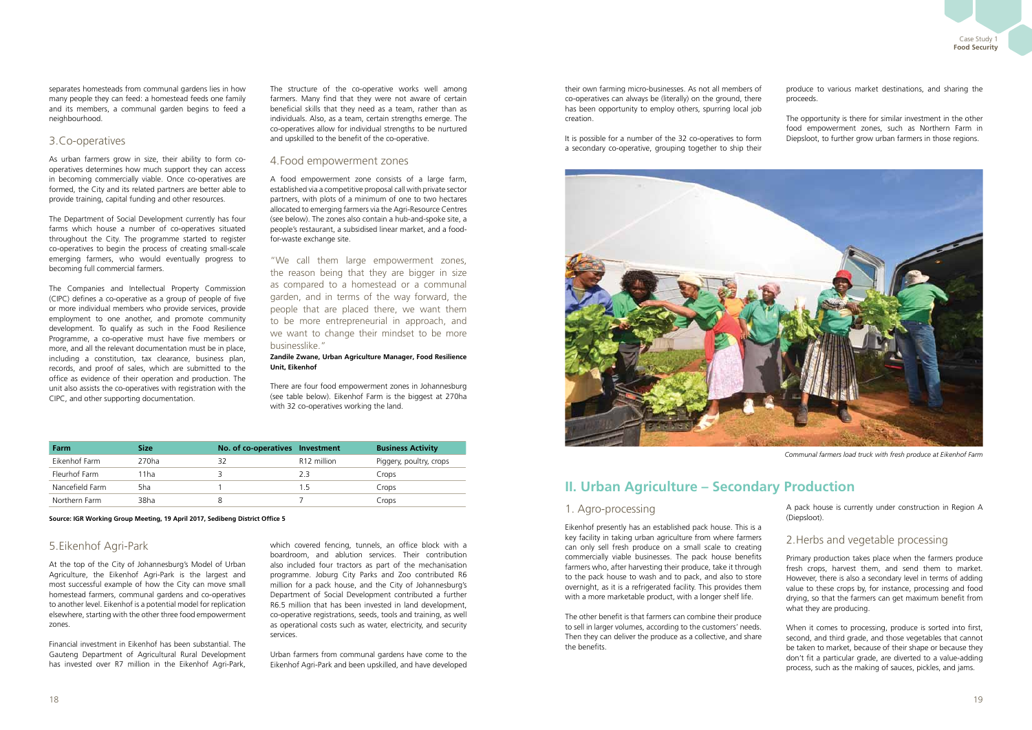separates homesteads from communal gardens lies in how many people they can feed: a homestead feeds one family and its members, a communal garden begins to feed a neighbourhood.

## 3. Co-operatives

As urban farmers grow in size, their ability to form co-operatives determines how much support they can access in becoming commercially viable. Once co-operatives are formed, the City and its related partners are better able to provide training, capital funding and other resources.

The Department of Social Development currently has four farms which house a number of co-operatives situated throughout the City. The programme started to register co-operatives to begin the process of creating small-scale emerging farmers, who would eventually progress to becoming full commercial farmers.

The Companies and Intellectual Property Commission (CIPC) defines a co-operative as a group of people of five or more individual members who provide services, provide employment to one another, and promote community development. To qualify as such in the Food Resilience Programme, a co-operative must have five members or more, and all the relevant documentation must be in place, including a constitution, tax clearance, business plan, records, and proof of sales, which are submitted to the office as evidence of their operation and production. The unit also assists the co-operatives with registration with the CIPC, and other supporting documentation.

The structure of the co-operative works well among farmers. Many find that they were not aware of certain beneficial skills that they need as a team, rather than as individuals. Also, as a team, certain strengths emerge. The co-operatives allow for individual strengths to be nurtured and upskilled to the benefit of the co-operative.

## 4. Food empowerment zones

A food empowerment zone consists of a large farm, established via a competitive proposal call with private sector partners, with plots of a minimum of one to two hectares allocated to emerging farmers via the Agri-Resource Centres (see below). The zones also contain a hub-and-spoke site, a people's restaurant, a subsidised linear market, and a food-for-waste exchange site.

"We call them large empowerment zones, the reason being that they are bigger in size as compared to a homestead or a communal garden, and in terms of the way forward, the people that are placed there, we want them to be more entrepreneurial in approach, and we want to change their mindset to be more businesslike."

**Zandile Zwane, Urban Agriculture Manager, Food Resilience Unit, Eikenhof**

There are four food empowerment zones in Johannesburg (see table below). Eikenhof Farm is the biggest at 270ha with 32 co-operatives working the land.

| Farm | Size | No. of co-operatives | Investment | Business Activity |
|---|---|---|---|---|
| Eikenhof Farm | 270ha | 32 | R12 million | Piggery, poultry, crops |
| Fleurhof Farm | 11ha | 3 | 2.3 | Crops |
| Nancefield Farm | 5ha | 1 | 1.5 | Crops |
| Northern Farm | 38ha | 8 | 7 | Crops |

**Source: IGR Working Group Meeting, 19 April 2017, Sedibeng District Office 5**

## 5. Eikenhof Agri-Park

At the top of the City of Johannesburg's Model of Urban Agriculture, the Eikenhof Agri-Park is the largest and most successful example of how the City can move small homestead farmers, communal gardens and co-operatives to another level. Eikenhof is a potential model for replication elsewhere, starting with the other three food empowerment zones.

Financial investment in Eikenhof has been substantial. The Gauteng Department of Agricultural Rural Development has invested over R7 million in the Eikenhof Agri-Park, which covered fencing, tunnels, an office block with a boardroom, and ablution services. Their contribution also included four tractors as part of the mechanisation programme. Joburg City Parks and Zoo contributed R6 million for a pack house, and the City of Johannesburg's Department of Social Development contributed a further R6.5 million that has been invested in land development, co-operative registrations, seeds, tools and training, as well as operational costs such as water, electricity, and security services.

Urban farmers from communal gardens have come to the Eikenhof Agri-Park and been upskilled, and have developed their own farming micro-businesses. As not all members of co-operatives can always be (literally) on the ground, there has been opportunity to employ others, spurring local job creation.

It is possible for a number of the 32 co-operatives to form a secondary co-operative, grouping together to ship their produce to various market destinations, and sharing the proceeds.

The opportunity is there for similar investment in the other food empowerment zones, such as Northern Farm in Diepsloot, to further grow urban farmers in those regions.

Communal farmers load truck with fresh produce at Eikenhof Farm

# II. Urban Agriculture – Secondary Production

## 1. Agro-processing

Eikenhof presently has an established pack house. This is a key facility in taking urban agriculture from where farmers can only sell fresh produce on a small scale to creating commercially viable businesses. The pack house benefits farmers who, after harvesting their produce, take it through to the pack house to wash and to pack, and also to store overnight, as it is a refrigerated facility. This provides them with a more marketable product, with a longer shelf life.

The other benefit is that farmers can combine their produce to sell in larger volumes, according to the customers' needs. Then they can deliver the produce as a collective, and share the benefits.

A pack house is currently under construction in Region A (Diepsloot).

## 2. Herbs and vegetable processing

Primary production takes place when the farmers produce fresh crops, harvest them, and send them to market. However, there is also a secondary level in terms of adding value to these crops by, for instance, processing and food drying, so that the farmers can get maximum benefit from what they are producing.

When it comes to processing, produce is sorted into first, second, and third grade, and those vegetables that cannot be taken to market, because of their shape or because they don't fit a particular grade, are diverted to a value-adding process, such as the making of sauces, pickles, and jams.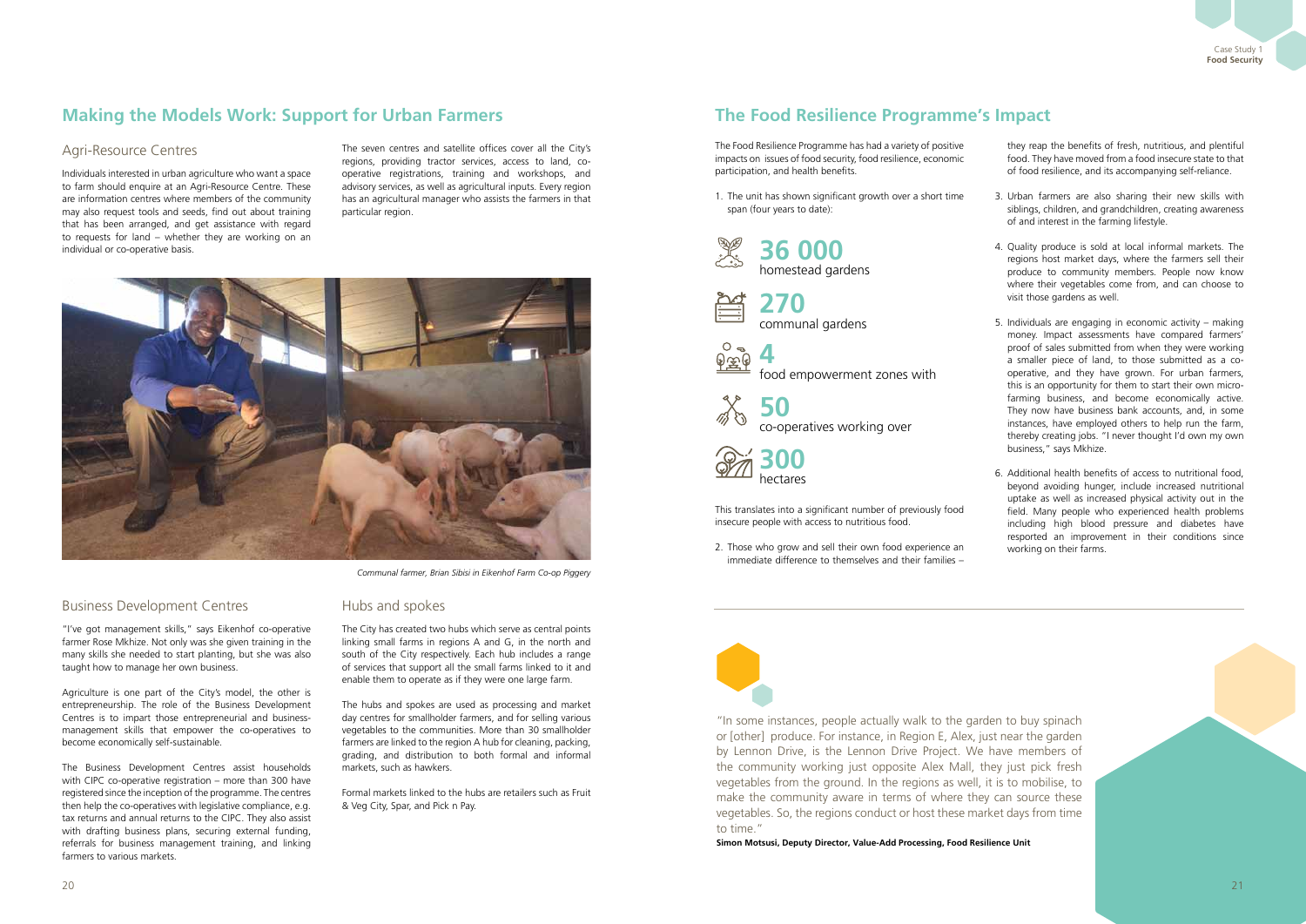## Making the Models Work: Support for Urban Farmers

### Agri-Resource Centres

Individuals interested in urban agriculture who want a space to farm should enquire at an Agri-Resource Centre. These are information centres where members of the community may also request tools and seeds, find out about training that has been arranged, and get assistance with regard to requests for land – whether they are working on an individual or co-operative basis.

The seven centres and satellite offices cover all the City's regions, providing tractor services, access to land, co-operative registrations, training and workshops, and advisory services, as well as agricultural inputs. Every region has an agricultural manager who assists the farmers in that particular region.

*Communal farmer, Brian Sibisi in Eikenhof Farm Co-op Piggery*

### Business Development Centres

"I've got management skills," says Eikenhof co-operative farmer Rose Mkhize. Not only was she given training in the many skills she needed to start planting, but she was also taught how to manage her own business.

Agriculture is one part of the City's model, the other is entrepreneurship. The role of the Business Development Centres is to impart those entrepreneurial and business-management skills that empower the co-operatives to become economically self-sustainable.

The Business Development Centres assist households with CIPC co-operative registration – more than 300 have registered since the inception of the programme. The centres then help the co-operatives with legislative compliance, e.g. tax returns and annual returns to the CIPC. They also assist with drafting business plans, securing external funding, referrals for business management training, and linking farmers to various markets.

### Hubs and spokes

The City has created two hubs which serve as central points linking small farms in regions A and G, in the north and south of the City respectively. Each hub includes a range of services that support all the small farms linked to it and enable them to operate as if they were one large farm.

The hubs and spokes are used as processing and market day centres for smallholder farmers, and for selling various vegetables to the communities. More than 30 smallholder farmers are linked to the region A hub for cleaning, packing, grading, and distribution to both formal and informal markets, such as hawkers.

Formal markets linked to the hubs are retailers such as Fruit & Veg City, Spar, and Pick n Pay.

## The Food Resilience Programme's Impact

The Food Resilience Programme has had a variety of positive impacts on issues of food security, food resilience, economic participation, and health benefits.

1. The unit has shown significant growth over a short time span (four years to date):

**36 000** homestead gardens

**270** communal gardens

**4** food empowerment zones with

**50** co-operatives working over

**300** hectares

This translates into a significant number of previously food insecure people with access to nutritious food.

2. Those who grow and sell their own food experience an immediate difference to themselves and their families – they reap the benefits of fresh, nutritious, and plentiful food. They have moved from a food insecure state to that of food resilience, and its accompanying self-reliance.

3. Urban farmers are also sharing their new skills with siblings, children, and grandchildren, creating awareness of and interest in the farming lifestyle.

4. Quality produce is sold at local informal markets. The regions host market days, where the farmers sell their produce to community members. People now know where their vegetables come from, and can choose to visit those gardens as well.

5. Individuals are engaging in economic activity – making money. Impact assessments have compared farmers' proof of sales submitted from when they were working a smaller piece of land, to those submitted as a co-operative, and they have grown. For urban farmers, this is an opportunity for them to start their own micro-farming business, and become economically active. They now have business bank accounts, and, in some instances, have employed others to help run the farm, thereby creating jobs. "I never thought I'd own my own business," says Mkhize.

6. Additional health benefits of access to nutritional food, beyond avoiding hunger, include increased nutritional uptake as well as increased physical activity out in the field. Many people who experienced health problems including high blood pressure and diabetes have resported an improvement in their conditions since working on their farms.

"In some instances, people actually walk to the garden to buy spinach or [other] produce. For instance, in Region E, Alex, just near the garden by Lennon Drive, is the Lennon Drive Project. We have members of the community working just opposite Alex Mall, they just pick fresh vegetables from the ground. In the regions as well, it is to mobilise, to make the community aware in terms of where they can source these vegetables. So, the regions conduct or host these market days from time to time."

**Simon Motsusi, Deputy Director, Value-Add Processing, Food Resilience Unit**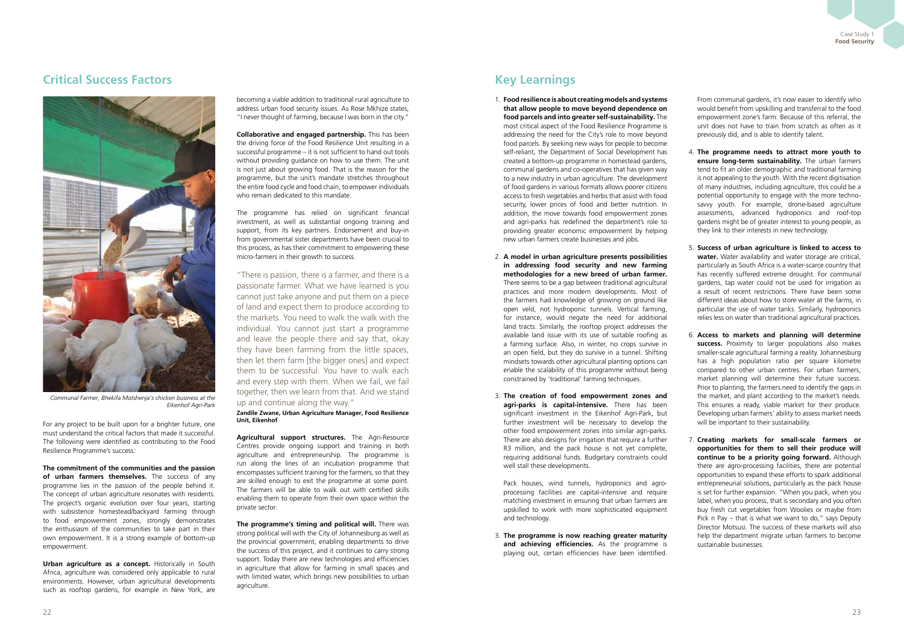## Critical Success Factors

*Communal Farmer, Bhekifa Motshenja's chicken business at the Eikenhof Agri-Park*

For any project to be built upon for a brighter future, one must understand the critical factors that made it successful. The following were identified as contributing to the Food Resilience Programme's success:

**The commitment of the communities and the passion of urban farmers themselves.** The success of any programme lies in the passion of the people behind it. The concept of urban agriculture resonates with residents. The project's organic evolution over four years, starting with subsistence homestead/backyard farming through to food empowerment zones, strongly demonstrates the enthusiasm of the communities to take part in their own empowerment. It is a strong example of bottom-up empowerment.

**Urban agriculture as a concept.** Historically in South Africa, agriculture was considered only applicable to rural environments. However, urban agricultural developments such as rooftop gardens, for example in New York, are becoming a viable addition to traditional rural agriculture to address urban food security issues. As Rose Mkhize states, "I never thought of farming, because I was born in the city."

**Collaborative and engaged partnership.** This has been the driving force of the Food Resilience Unit resulting in a successful programme – it is not sufficient to hand out tools without providing guidance on how to use them. The unit is not just about growing food. That is the reason for the programme, but the unit's mandate stretches throughout the entire food cycle and food chain, to empower individuals who remain dedicated to this mandate.

The programme has relied on significant financial investment, as well as substantial ongoing training and support, from its key partners. Endorsement and buy-in from governmental sister departments have been crucial to this process, as has their commitment to empowering these micro-farmers in their growth to success.

"There is passion, there is a farmer, and there is a passionate farmer. What we have learned is you cannot just take anyone and put them on a piece of land and expect them to produce according to the markets. You need to walk the walk with the individual. You cannot just start a programme and leave the people there and say that, okay they have been farming from the little spaces, then let them farm [the bigger ones] and expect them to be successful. You have to walk each and every step with them. When we fail, we fail together, then we learn from that. And we stand up and continue along the way."

**Zandile Zwane, Urban Agriculture Manager, Food Resilience Unit, Eikenhof**

**Agricultural support structures.** The Agri-Resource Centres provide ongoing support and training in both agriculture and entrepreneurship. The programme is run along the lines of an incubation programme that encompasses sufficient training for the farmers, so that they are skilled enough to exit the programme at some point. The farmers will be able to walk out with certified skills enabling them to operate from their own space within the private sector.

**The programme's timing and political will.** There was strong political will with the City of Johannesburg as well as the provincial government, enabling departments to drive the success of this project, and it continues to carry strong support. Today there are new technologies and efficiencies in agriculture that allow for farming in small spaces and with limited water, which brings new possibilities to urban agriculture.

## Key Learnings

1. **Food resilience is about creating models and systems that allow people to move beyond dependence on food parcels and into greater self-sustainability.** The most critical aspect of the Food Resilience Programme is addressing the need for the City's role to move beyond food parcels. By seeking new ways for people to become self-reliant, the Department of Social Development has created a bottom-up programme in homestead gardens, communal gardens and co-operatives that has given way to a new industry in urban agriculture. The development of food gardens in various formats allows poorer citizens access to fresh vegetables and herbs that assist with food security, lower prices of food and better nutrition. In addition, the move towards food empowerment zones and agri-parks has redefined the department's role to providing greater economic empowerment by helping new urban farmers create businesses and jobs.

2. **A model in urban agriculture presents possibilities in addressing food security and new farming methodologies for a new breed of urban farmer.** There seems to be a gap between traditional agricultural practices and more modern developments. Most of the farmers had knowledge of growing on ground like open veld, not hydroponic tunnels. Vertical farming, for instance, would negate the need for additional land tracts. Similarly, the rooftop project addresses the available land issue with its use of suitable roofing as a farming surface. Also, in winter, no crops survive in an open field, but they do survive in a tunnel. Shifting mindsets towards other agricultural planting options can enable the scalability of this programme without being constrained by 'traditional' farming techniques.

3. **The creation of food empowerment zones and agri-parks is capital-intensive.** There has been significant investment in the Eikenhof Agri-Park, but further investment will be necessary to develop the other food empowerment zones into similar agri-parks. There are also designs for irrigation that require a further R3 million, and the pack house is not yet complete, requiring additional funds. Budgetary constraints could well stall these developments.

   Pack houses, wind tunnels, hydroponics and agro-processing facilities are capital-intensive and require matching investment in ensuring that urban farmers are upskilled to work with more sophisticated equipment and technology.

3. **The programme is now reaching greater maturity and achieving efficiencies.** As the programme is playing out, certain efficiencies have been identified. From communal gardens, it's now easier to identify who would benefit from upskilling and transferral to the food empowerment zone's farm. Because of this referral, the unit does not have to train from scratch as often as it previously did, and is able to identify talent.

4. **The programme needs to attract more youth to ensure long-term sustainability.** The urban farmers tend to fit an older demographic and traditional farming is not appealing to the youth. With the recent digitisation of many industries, including agriculture, this could be a potential opportunity to engage with the more techno-savvy youth. For example, drone-based agriculture assessments, advanced hydroponics and roof-top gardens might be of greater interest to young people, as they link to their interests in new technology.

5. **Success of urban agriculture is linked to access to water.** Water availability and water storage are critical, particularly as South Africa is a water-scarce country that has recently suffered extreme drought. For communal gardens, tap water could not be used for irrigation as a result of recent restrictions. There have been some different ideas about how to store water at the farms, in particular the use of water tanks. Similarly, hydroponics relies less on water than traditional agricultural practices.

6. **Access to markets and planning will determine success.** Proximity to larger populations also makes smaller-scale agricultural farming a reality. Johannesburg has a high population ratio per square kilometre compared to other urban centres. For urban farmers, market planning will determine their future success. Prior to planting, the farmers need to identify the gaps in the market, and plant according to the market's needs. This ensures a ready, viable market for their produce. Developing urban farmers' ability to assess market needs will be important to their sustainability.

7. **Creating markets for small-scale farmers or opportunities for them to sell their produce will continue to be a priority going forward.** Although there are agro-processing facilities, there are potential opportunities to expand these efforts to spark additional entrepreneurial solutions, particularly as the pack house is set for further expansion. "When you pack, when you label, when you process, that is secondary and you often buy fresh cut vegetables from Woolies or maybe from Pick n Pay – that is what we want to do," says Deputy Director Motsusi. The success of these markets will also help the department migrate urban farmers to become sustainable businesses.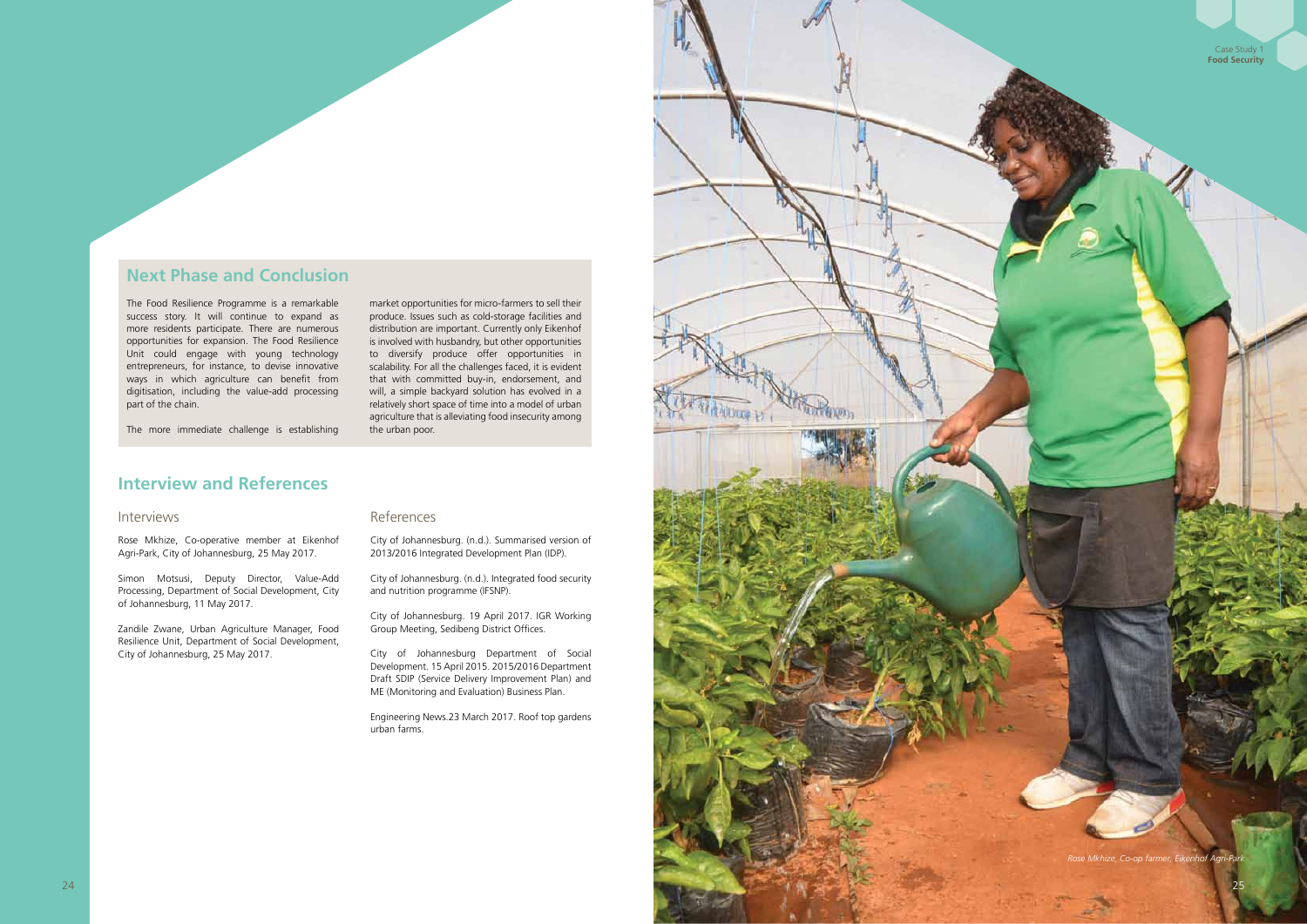## Next Phase and Conclusion

The Food Resilience Programme is a remarkable success story. It will continue to expand as more residents participate. There are numerous opportunities for expansion. The Food Resilience Unit could engage with young technology entrepreneurs, for instance, to devise innovative ways in which agriculture can benefit from digitisation, including the value-add processing part of the chain.

The more immediate challenge is establishing market opportunities for micro-farmers to sell their produce. Issues such as cold-storage facilities and distribution are important. Currently only Eikenhof is involved with husbandry, but other opportunities to diversify produce offer opportunities in scalability. For all the challenges faced, it is evident that with committed buy-in, endorsement, and will, a simple backyard solution has evolved in a relatively short space of time into a model of urban agriculture that is alleviating food insecurity among the urban poor.

## Interview and References

### Interviews

Rose Mkhize, Co-operative member at Eikenhof Agri-Park, City of Johannesburg, 25 May 2017.

Simon Motsusi, Deputy Director, Value-Add Processing, Department of Social Development, City of Johannesburg, 11 May 2017.

Zandile Zwane, Urban Agriculture Manager, Food Resilience Unit, Department of Social Development, City of Johannesburg, 25 May 2017.

### References

City of Johannesburg. (n.d.). Summarised version of 2013/2016 Integrated Development Plan (IDP).

City of Johannesburg. (n.d.). Integrated food security and nutrition programme (IFSNP).

City of Johannesburg. 19 April 2017. IGR Working Group Meeting, Sedibeng District Offices.

City of Johannesburg Department of Social Development. 15 April 2015. 2015/2016 Department Draft SDIP (Service Delivery Improvement Plan) and ME (Monitoring and Evaluation) Business Plan.

Engineering News.23 March 2017. Roof top gardens urban farms.

*Rose Mkhize, Co-op farmer, Eikenhof Agri-Park*